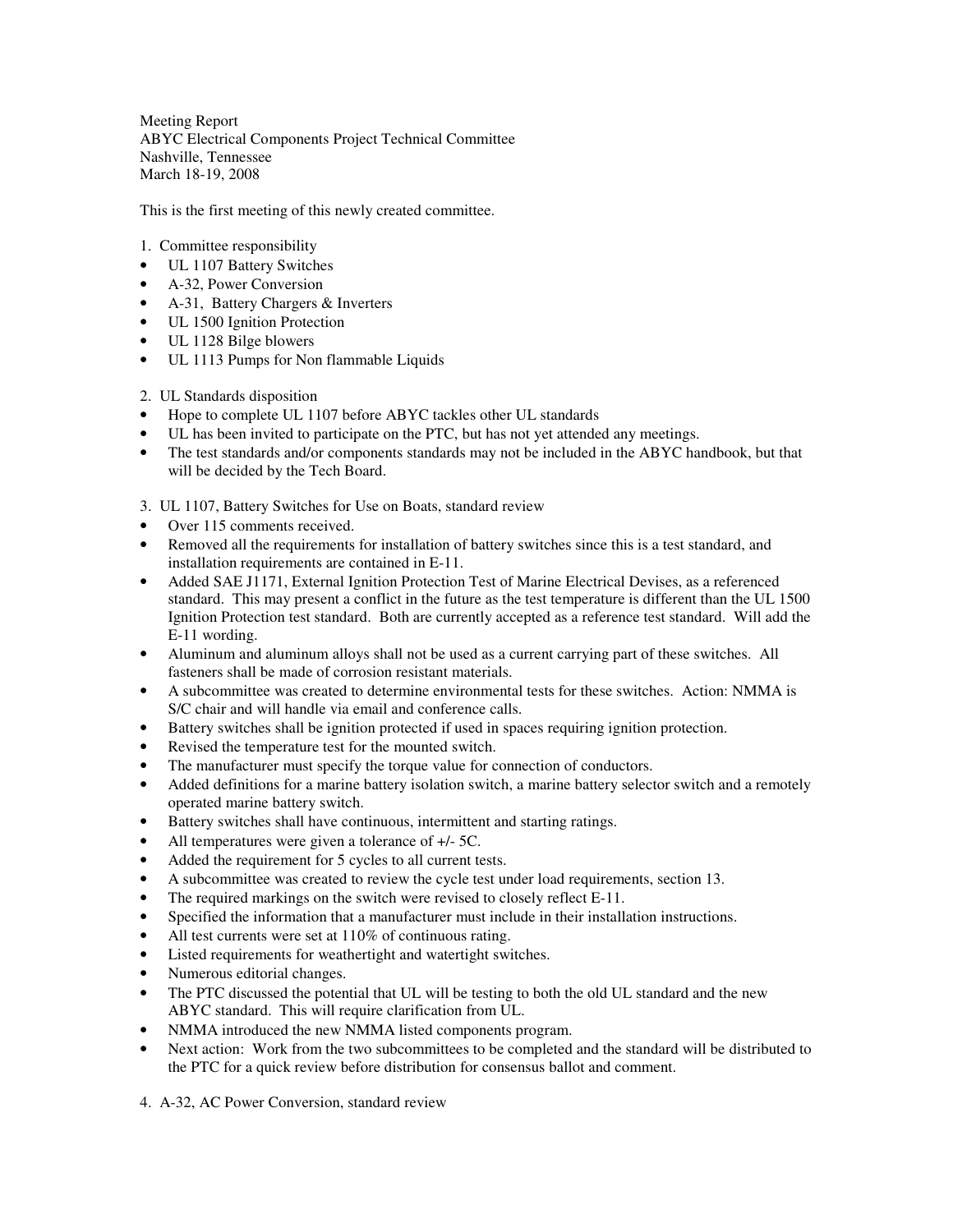Meeting Report
ABYC Electrical Components Project Technical Committee
Nashville, Tennessee
March 18-19, 2008

This is the first meeting of this newly created committee.

1. Committee responsibility

- UL 1107 Battery Switches
- A-32, Power Conversion
- A-31, Battery Chargers & Inverters
- UL 1500 Ignition Protection
- UL 1128 Bilge blowers
- UL 1113 Pumps for Non flammable Liquids

2. UL Standards disposition

- Hope to complete UL 1107 before ABYC tackles other UL standards
- UL has been invited to participate on the PTC, but has not yet attended any meetings.
- The test standards and/or components standards may not be included in the ABYC handbook, but that will be decided by the Tech Board.

3. UL 1107, Battery Switches for Use on Boats, standard review

- Over 115 comments received.
- Removed all the requirements for installation of battery switches since this is a test standard, and installation requirements are contained in E-11.
- Added SAE J1171, External Ignition Protection Test of Marine Electrical Devises, as a referenced standard. This may present a conflict in the future as the test temperature is different than the UL 1500 Ignition Protection test standard. Both are currently accepted as a reference test standard. Will add the E-11 wording.
- Aluminum and aluminum alloys shall not be used as a current carrying part of these switches. All fasteners shall be made of corrosion resistant materials.
- A subcommittee was created to determine environmental tests for these switches. Action: NMMA is S/C chair and will handle via email and conference calls.
- Battery switches shall be ignition protected if used in spaces requiring ignition protection.
- Revised the temperature test for the mounted switch.
- The manufacturer must specify the torque value for connection of conductors.
- Added definitions for a marine battery isolation switch, a marine battery selector switch and a remotely operated marine battery switch.
- Battery switches shall have continuous, intermittent and starting ratings.
- All temperatures were given a tolerance of +/- 5C.
- Added the requirement for 5 cycles to all current tests.
- A subcommittee was created to review the cycle test under load requirements, section 13.
- The required markings on the switch were revised to closely reflect E-11.
- Specified the information that a manufacturer must include in their installation instructions.
- All test currents were set at 110% of continuous rating.
- Listed requirements for weathertight and watertight switches.
- Numerous editorial changes.
- The PTC discussed the potential that UL will be testing to both the old UL standard and the new ABYC standard. This will require clarification from UL.
- NMMA introduced the new NMMA listed components program.
- Next action: Work from the two subcommittees to be completed and the standard will be distributed to the PTC for a quick review before distribution for consensus ballot and comment.

4. A-32, AC Power Conversion, standard review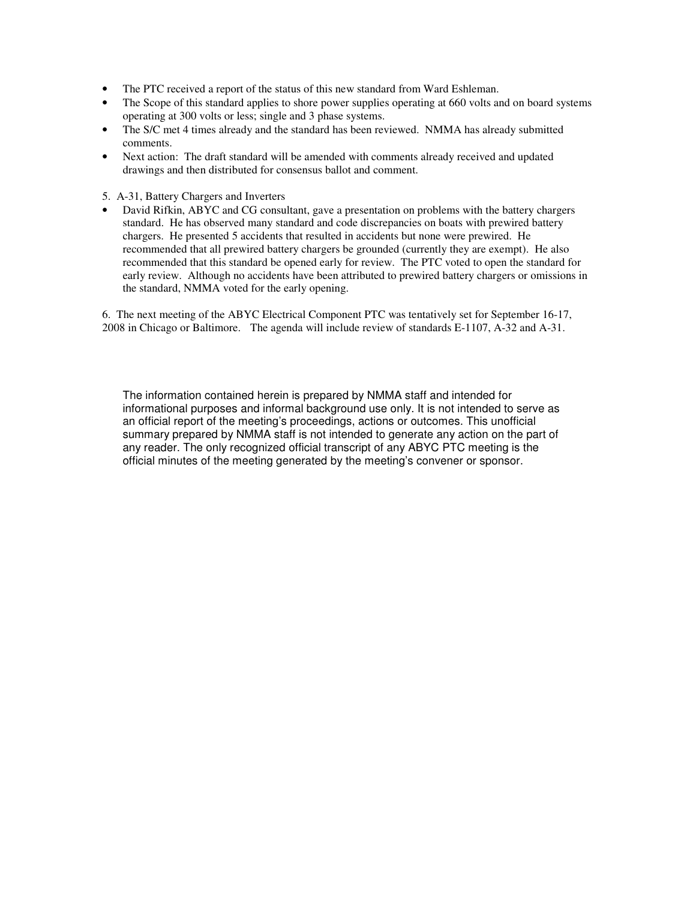- The PTC received a report of the status of this new standard from Ward Eshleman.
- The Scope of this standard applies to shore power supplies operating at 660 volts and on board systems operating at 300 volts or less; single and 3 phase systems.
- The S/C met 4 times already and the standard has been reviewed. NMMA has already submitted comments.
- Next action: The draft standard will be amended with comments already received and updated drawings and then distributed for consensus ballot and comment.

5. A-31, Battery Chargers and Inverters

- David Rifkin, ABYC and CG consultant, gave a presentation on problems with the battery chargers standard. He has observed many standard and code discrepancies on boats with prewired battery chargers. He presented 5 accidents that resulted in accidents but none were prewired. He recommended that all prewired battery chargers be grounded (currently they are exempt). He also recommended that this standard be opened early for review. The PTC voted to open the standard for early review. Although no accidents have been attributed to prewired battery chargers or omissions in the standard, NMMA voted for the early opening.

6. The next meeting of the ABYC Electrical Component PTC was tentatively set for September 16-17, 2008 in Chicago or Baltimore. The agenda will include review of standards E-1107, A-32 and A-31.

The information contained herein is prepared by NMMA staff and intended for informational purposes and informal background use only. It is not intended to serve as an official report of the meeting's proceedings, actions or outcomes. This unofficial summary prepared by NMMA staff is not intended to generate any action on the part of any reader. The only recognized official transcript of any ABYC PTC meeting is the official minutes of the meeting generated by the meeting's convener or sponsor.